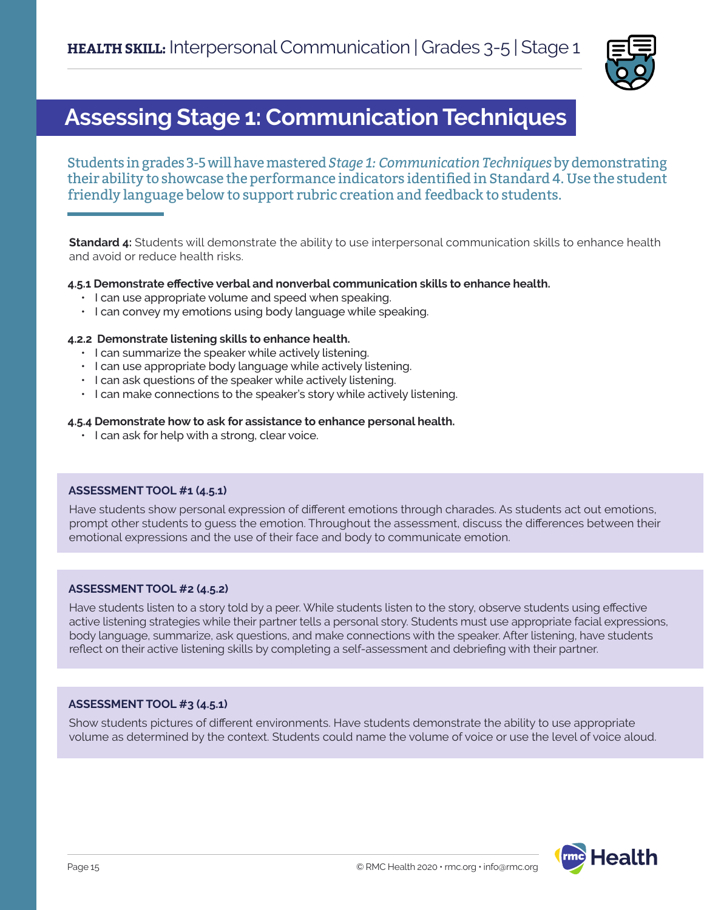# Assessing Stage 1: Communication Techniques

Students in grades 3-5 will have mastered *Stage 1: Communication Techniques* by demonstrating their ability to showcase the performance indicators identified in Standard 4. Use the student friendly language below to support rubric creation and feedback to students.

**Standard 4:** Students will demonstrate the ability to use interpersonal communication skills to enhance health and avoid or reduce health risks.

**4.5.1 Demonstrate effective verbal and nonverbal communication skills to enhance health.**

- I can use appropriate volume and speed when speaking.
- I can convey my emotions using body language while speaking.

**4.2.2 Demonstrate listening skills to enhance health.**

- I can summarize the speaker while actively listening.
- I can use appropriate body language while actively listening.
- I can ask questions of the speaker while actively listening.
- I can make connections to the speaker's story while actively listening.

**4.5.4 Demonstrate how to ask for assistance to enhance personal health.**

- I can ask for help with a strong, clear voice.

**ASSESSMENT TOOL #1 (4.5.1)**

Have students show personal expression of different emotions through charades. As students act out emotions, prompt other students to guess the emotion. Throughout the assessment, discuss the differences between their emotional expressions and the use of their face and body to communicate emotion.

**ASSESSMENT TOOL #2 (4.5.2)**

Have students listen to a story told by a peer. While students listen to the story, observe students using effective active listening strategies while their partner tells a personal story. Students must use appropriate facial expressions, body language, summarize, ask questions, and make connections with the speaker. After listening, have students reflect on their active listening skills by completing a self-assessment and debriefing with their partner.

**ASSESSMENT TOOL #3 (4.5.1)**

Show students pictures of different environments. Have students demonstrate the ability to use appropriate volume as determined by the context. Students could name the volume of voice or use the level of voice aloud.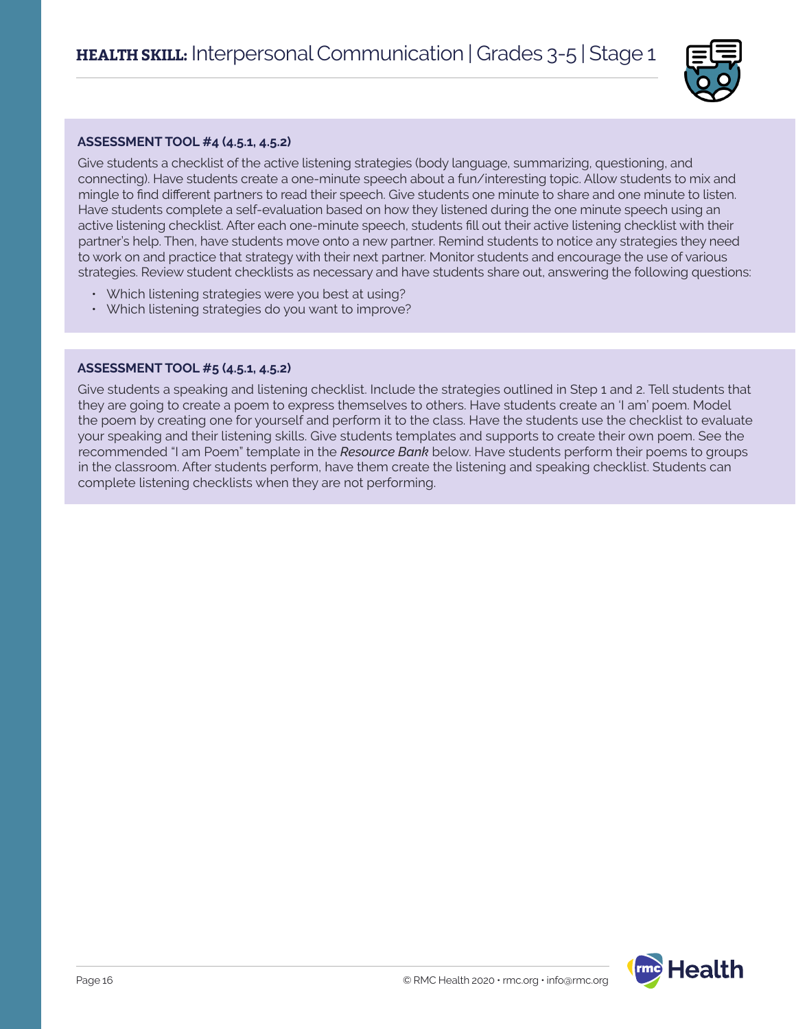**ASSESSMENT TOOL #4 (4.5.1, 4.5.2)**

Give students a checklist of the active listening strategies (body language, summarizing, questioning, and connecting). Have students create a one-minute speech about a fun/interesting topic. Allow students to mix and mingle to find different partners to read their speech. Give students one minute to share and one minute to listen. Have students complete a self-evaluation based on how they listened during the one minute speech using an active listening checklist. After each one-minute speech, students fill out their active listening checklist with their partner's help. Then, have students move onto a new partner. Remind students to notice any strategies they need to work on and practice that strategy with their next partner. Monitor students and encourage the use of various strategies. Review student checklists as necessary and have students share out, answering the following questions:

- Which listening strategies were you best at using?
- Which listening strategies do you want to improve?

**ASSESSMENT TOOL #5 (4.5.1, 4.5.2)**

Give students a speaking and listening checklist. Include the strategies outlined in Step 1 and 2. Tell students that they are going to create a poem to express themselves to others. Have students create an 'I am' poem. Model the poem by creating one for yourself and perform it to the class. Have the students use the checklist to evaluate your speaking and their listening skills. Give students templates and supports to create their own poem. See the recommended "I am Poem" template in the ***Resource Bank*** below. Have students perform their poems to groups in the classroom. After students perform, have them create the listening and speaking checklist. Students can complete listening checklists when they are not performing.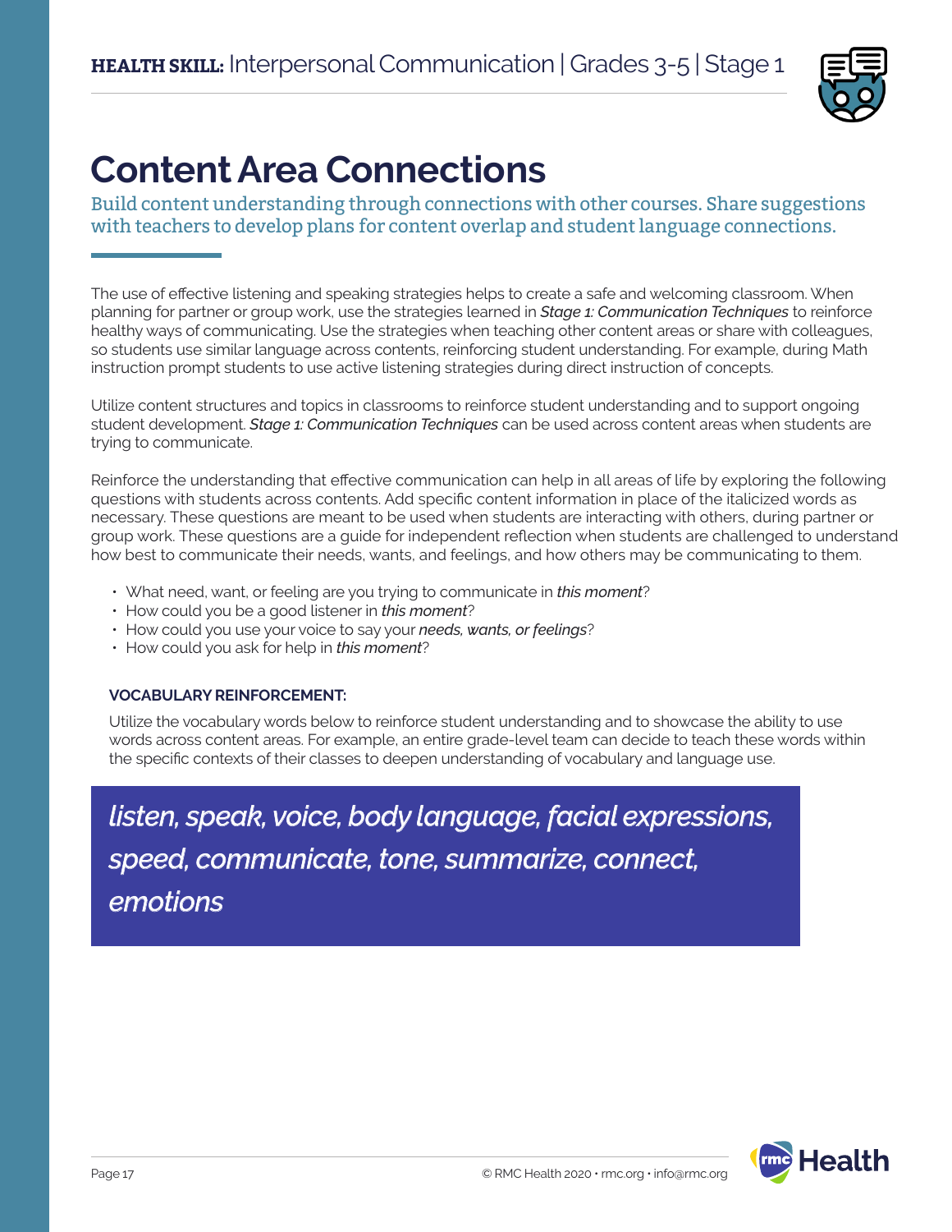# Content Area Connections

Build content understanding through connections with other courses. Share suggestions with teachers to develop plans for content overlap and student language connections.

The use of effective listening and speaking strategies helps to create a safe and welcoming classroom. When planning for partner or group work, use the strategies learned in *Stage 1: Communication Techniques* to reinforce healthy ways of communicating. Use the strategies when teaching other content areas or share with colleagues, so students use similar language across contents, reinforcing student understanding. For example, during Math instruction prompt students to use active listening strategies during direct instruction of concepts.

Utilize content structures and topics in classrooms to reinforce student understanding and to support ongoing student development. *Stage 1: Communication Techniques* can be used across content areas when students are trying to communicate.

Reinforce the understanding that effective communication can help in all areas of life by exploring the following questions with students across contents. Add specific content information in place of the italicized words as necessary. These questions are meant to be used when students are interacting with others, during partner or group work. These questions are a guide for independent reflection when students are challenged to understand how best to communicate their needs, wants, and feelings, and how others may be communicating to them.

- What need, want, or feeling are you trying to communicate in *this moment*?
- How could you be a good listener in *this moment*?
- How could you use your voice to say your *needs, wants, or feelings*?
- How could you ask for help in *this moment*?

**VOCABULARY REINFORCEMENT:**

Utilize the vocabulary words below to reinforce student understanding and to showcase the ability to use words across content areas. For example, an entire grade-level team can decide to teach these words within the specific contexts of their classes to deepen understanding of vocabulary and language use.

*listen, speak, voice, body language, facial expressions, speed, communicate, tone, summarize, connect, emotions*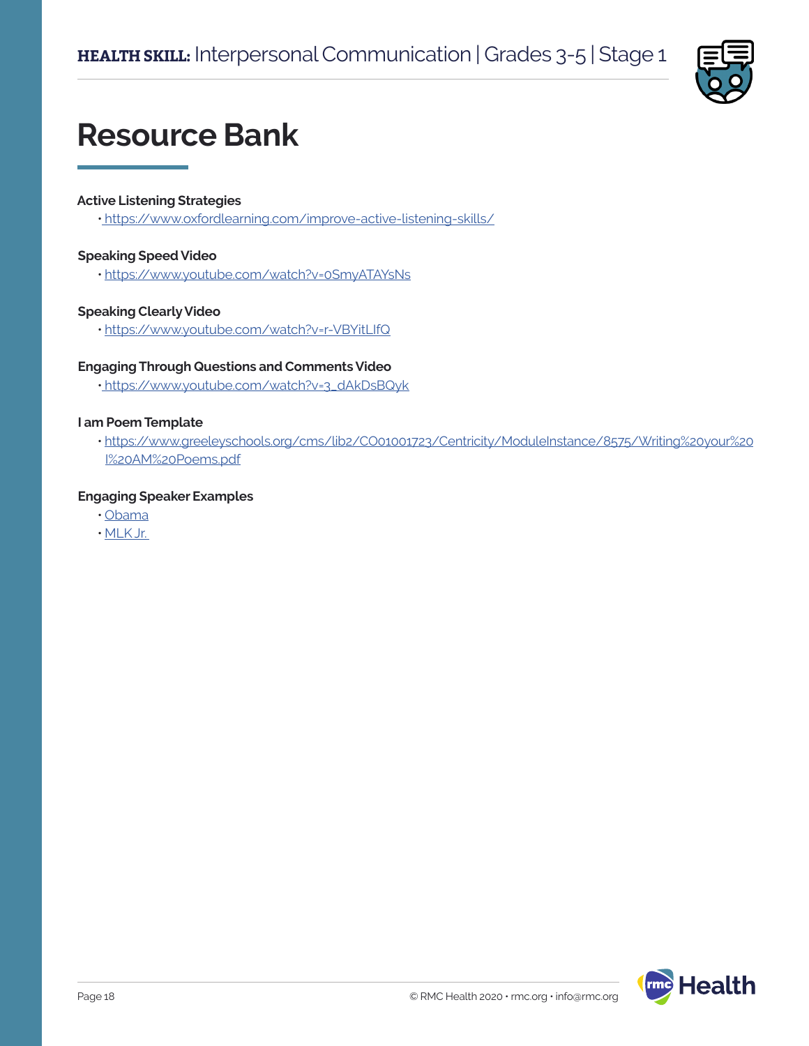# Resource Bank

**Active Listening Strategies**

- https://www.oxfordlearning.com/improve-active-listening-skills/

**Speaking Speed Video**

- https://www.youtube.com/watch?v=0SmyATAYsNs

**Speaking Clearly Video**

- https://www.youtube.com/watch?v=r-VBYitLIfQ

**Engaging Through Questions and Comments Video**

- https://www.youtube.com/watch?v=3_dAkDsBQyk

**I am Poem Template**

- https://www.greeleyschools.org/cms/lib2/CO01001723/Centricity/ModuleInstance/8575/Writing%20your%20I%20AM%20Poems.pdf

**Engaging Speaker Examples**

- Obama
- MLK Jr.